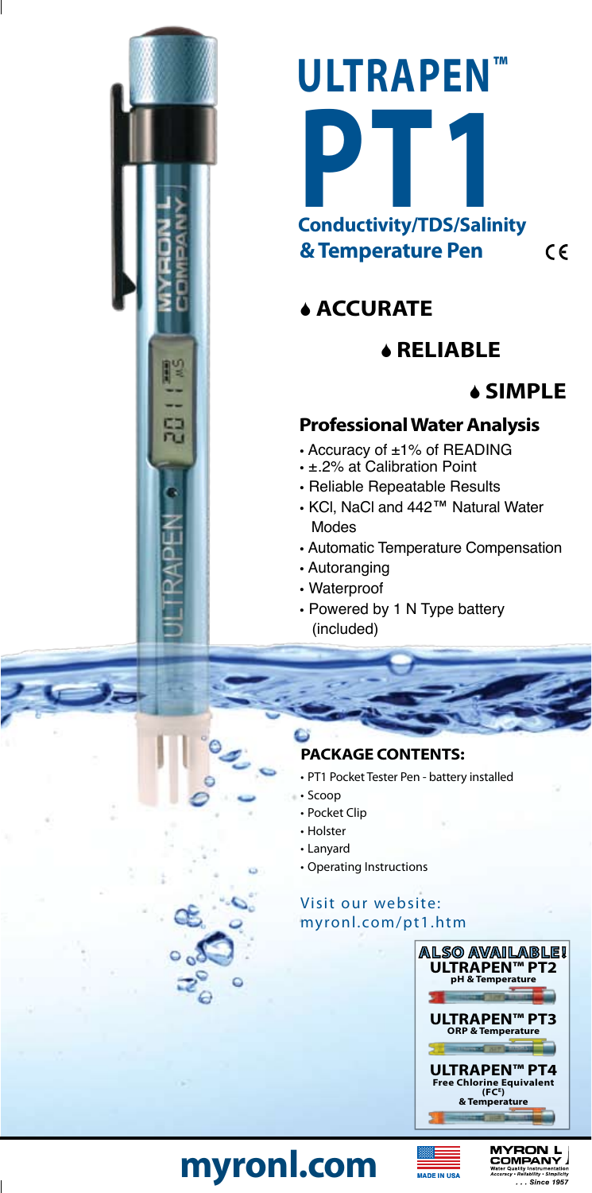# ULTRAPEN™ PT1

## Conductivity/TDS/Salinity & Temperature Pen

CE

- **ACCURATE**
- **RELIABLE**
- **SIMPLE**

### Professional Water Analysis

- Accuracy of ±1% of READING
- ±.2% at Calibration Point
- Reliable Repeatable Results
- KCl, NaCl and 442™ Natural Water Modes
- Automatic Temperature Compensation
- Autoranging
- Waterproof
- Powered by 1 N Type battery (included)

### PACKAGE CONTENTS:

- PT1 Pocket Tester Pen - battery installed
- Scoop
- Pocket Clip
- Holster
- Lanyard
- Operating Instructions

Visit our website:
myronl.com/pt1.htm

**ALSO AVAILABLE!**

**ULTRAPEN™ PT2**
pH & Temperature

**ULTRAPEN™ PT3**
ORP & Temperature

**ULTRAPEN™ PT4**
Free Chlorine Equivalent ($FC^E$) & Temperature

# myronl.com

MADE IN USA

MYRON L COMPANY
Water Quality Instrumentation
Accuracy • Reliability • Simplicity
. . . Since 1957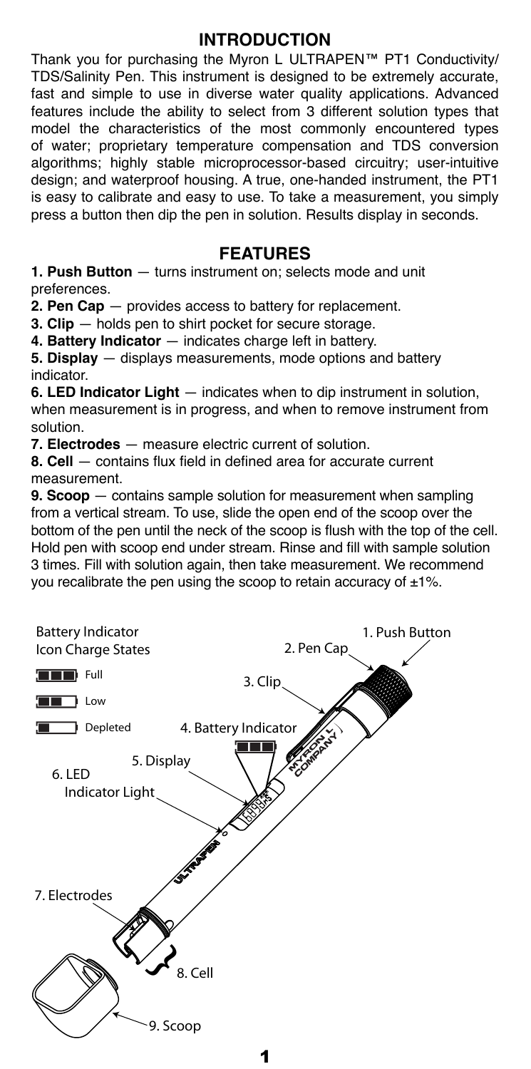## INTRODUCTION

Thank you for purchasing the Myron L ULTRAPEN™ PT1 Conductivity/ TDS/Salinity Pen. This instrument is designed to be extremely accurate, fast and simple to use in diverse water quality applications. Advanced features include the ability to select from 3 different solution types that model the characteristics of the most commonly encountered types of water; proprietary temperature compensation and TDS conversion algorithms; highly stable microprocessor-based circuitry; user-intuitive design; and waterproof housing. A true, one-handed instrument, the PT1 is easy to calibrate and easy to use. To take a measurement, you simply press a button then dip the pen in solution. Results display in seconds.

## FEATURES

**1. Push Button** — turns instrument on; selects mode and unit preferences.

**2. Pen Cap** — provides access to battery for replacement.

**3. Clip** — holds pen to shirt pocket for secure storage.

**4. Battery Indicator** — indicates charge left in battery.

**5. Display** — displays measurements, mode options and battery indicator.

**6. LED Indicator Light** — indicates when to dip instrument in solution, when measurement is in progress, and when to remove instrument from solution.

**7. Electrodes** — measure electric current of solution.

**8. Cell** — contains flux field in defined area for accurate current measurement.

**9. Scoop** — contains sample solution for measurement when sampling from a vertical stream. To use, slide the open end of the scoop over the bottom of the pen until the neck of the scoop is flush with the top of the cell. Hold pen with scoop end under stream. Rinse and fill with sample solution 3 times. Fill with solution again, then take measurement. We recommend you recalibrate the pen using the scoop to retain accuracy of ±1%.

Battery Indicator Icon Charge States

- Full
- Low
- Depleted

1. Push Button
2. Pen Cap
3. Clip
4. Battery Indicator
5. Display
6. LED Indicator Light
7. Electrodes
8. Cell
9. Scoop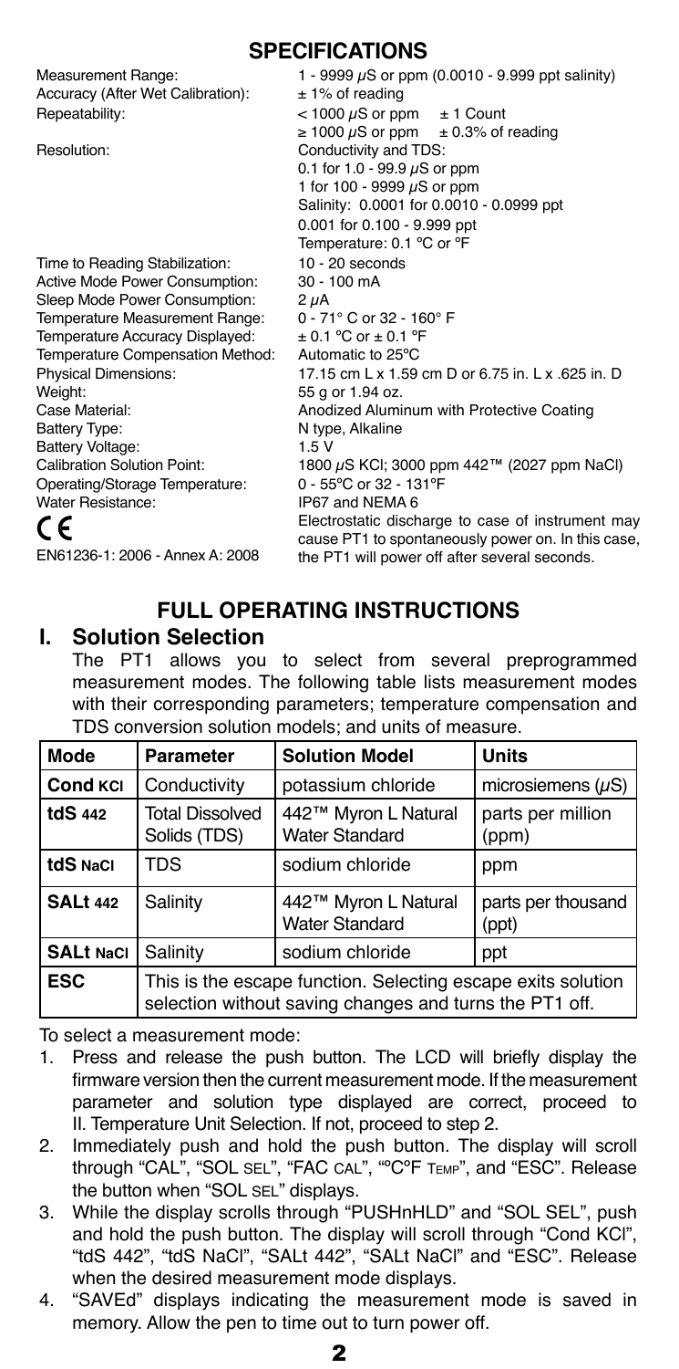## SPECIFICATIONS

| | |
|---|---|
| Measurement Range: | 1 - 9999 $\mu$S or ppm (0.0010 - 9.999 ppt salinity) |
| Accuracy (After Wet Calibration): | ± 1% of reading |
| Repeatability: | < 1000 $\mu$S or ppm ± 1 Count<br>≥ 1000 $\mu$S or ppm ± 0.3% of reading |
| Resolution: | Conductivity and TDS:<br>0.1 for 1.0 - 99.9 $\mu$S or ppm<br>1 for 100 - 9999 $\mu$S or ppm<br>Salinity: 0.0001 for 0.0010 - 0.0999 ppt<br>0.001 for 0.100 - 9.999 ppt<br>Temperature: 0.1 ºC or ºF |
| Time to Reading Stabilization: | 10 - 20 seconds |
| Active Mode Power Consumption: | 30 - 100 mA |
| Sleep Mode Power Consumption: | 2 $\mu$A |
| Temperature Measurement Range: | 0 - 71° C or 32 - 160° F |
| Temperature Accuracy Displayed: | ± 0.1 ºC or ± 0.1 ºF |
| Temperature Compensation Method: | Automatic to 25ºC |
| Physical Dimensions: | 17.15 cm L x 1.59 cm D or 6.75 in. L x .625 in. D |
| Weight: | 55 g or 1.94 oz. |
| Case Material: | Anodized Aluminum with Protective Coating |
| Battery Type: | N type, Alkaline |
| Battery Voltage: | 1.5 V |
| Calibration Solution Point: | 1800 $\mu$S KCl; 3000 ppm 442™ (2027 ppm NaCl) |
| Operating/Storage Temperature: | 0 - 55ºC or 32 - 131ºF |
| Water Resistance: | IP67 and NEMA 6 |
| CE<br>EN61236-1: 2006 - Annex A: 2008 | Electrostatic discharge to case of instrument may cause PT1 to spontaneously power on. In this case, the PT1 will power off after several seconds. |

## FULL OPERATING INSTRUCTIONS

### I. Solution Selection

The PT1 allows you to select from several preprogrammed measurement modes. The following table lists measurement modes with their corresponding parameters; temperature compensation and TDS conversion solution models; and units of measure.

| Mode | Parameter | Solution Model | Units |
|---|---|---|---|
| **Cond KCl** | Conductivity | potassium chloride | microsiemens ($\mu$S) |
| **tdS 442** | Total Dissolved Solids (TDS) | 442™ Myron L Natural Water Standard | parts per million (ppm) |
| **tdS NaCl** | TDS | sodium chloride | ppm |
| **SALt 442** | Salinity | 442™ Myron L Natural Water Standard | parts per thousand (ppt) |
| **SALt NaCl** | Salinity | sodium chloride | ppt |
| **ESC** | This is the escape function. Selecting escape exits solution selection without saving changes and turns the PT1 off. | | |

To select a measurement mode:

1. Press and release the push button. The LCD will briefly display the firmware version then the current measurement mode. If the measurement parameter and solution type displayed are correct, proceed to II. Temperature Unit Selection. If not, proceed to step 2.
2. Immediately push and hold the push button. The display will scroll through "CAL", "SOL SEL", "FAC CAL", "ºCºF TEMP", and "ESC". Release the button when "SOL SEL" displays.
3. While the display scrolls through "PUSHnHLD" and "SOL SEL", push and hold the push button. The display will scroll through "Cond KCl", "tdS 442", "tdS NaCl", "SALt 442", "SALt NaCl" and "ESC". Release when the desired measurement mode displays.
4. "SAVEd" displays indicating the measurement mode is saved in memory. Allow the pen to time out to turn power off.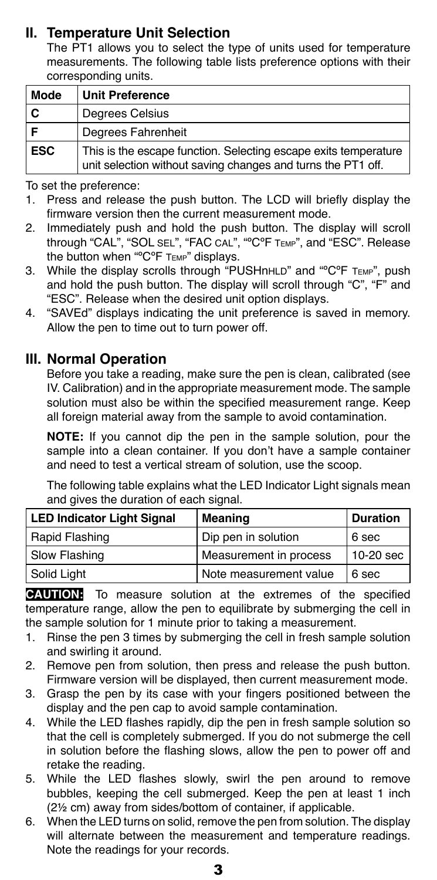## II. Temperature Unit Selection

The PT1 allows you to select the type of units used for temperature measurements. The following table lists preference options with their corresponding units.

| Mode | Unit Preference |
|---|---|
| C | Degrees Celsius |
| F | Degrees Fahrenheit |
| ESC | This is the escape function. Selecting escape exits temperature unit selection without saving changes and turns the PT1 off. |

To set the preference:

1. Press and release the push button. The LCD will briefly display the firmware version then the current measurement mode.
2. Immediately push and hold the push button. The display will scroll through "CAL", "SOL SEL", "FAC CAL", "ºCºF TEMP", and "ESC". Release the button when "ºCºF TEMP" displays.
3. While the display scrolls through "PUSHnHLD" and "ºCºF TEMP", push and hold the push button. The display will scroll through "C", "F" and "ESC". Release when the desired unit option displays.
4. "SAVEd" displays indicating the unit preference is saved in memory. Allow the pen to time out to turn power off.

## III. Normal Operation

Before you take a reading, make sure the pen is clean, calibrated (see IV. Calibration) and in the appropriate measurement mode. The sample solution must also be within the specified measurement range. Keep all foreign material away from the sample to avoid contamination.

**NOTE:** If you cannot dip the pen in the sample solution, pour the sample into a clean container. If you don't have a sample container and need to test a vertical stream of solution, use the scoop.

The following table explains what the LED Indicator Light signals mean and gives the duration of each signal.

| LED Indicator Light Signal | Meaning | Duration |
|---|---|---|
| Rapid Flashing | Dip pen in solution | 6 sec |
| Slow Flashing | Measurement in process | 10-20 sec |
| Solid Light | Note measurement value | 6 sec |

**CAUTION:** To measure solution at the extremes of the specified temperature range, allow the pen to equilibrate by submerging the cell in the sample solution for 1 minute prior to taking a measurement.

1. Rinse the pen 3 times by submerging the cell in fresh sample solution and swirling it around.
2. Remove pen from solution, then press and release the push button. Firmware version will be displayed, then current measurement mode.
3. Grasp the pen by its case with your fingers positioned between the display and the pen cap to avoid sample contamination.
4. While the LED flashes rapidly, dip the pen in fresh sample solution so that the cell is completely submerged. If you do not submerge the cell in solution before the flashing slows, allow the pen to power off and retake the reading.
5. While the LED flashes slowly, swirl the pen around to remove bubbles, keeping the cell submerged. Keep the pen at least 1 inch (2½ cm) away from sides/bottom of container, if applicable.
6. When the LED turns on solid, remove the pen from solution. The display will alternate between the measurement and temperature readings. Note the readings for your records.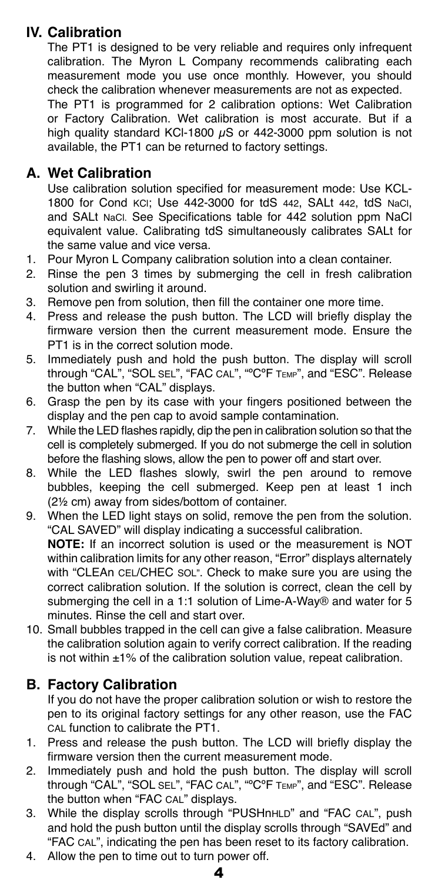## IV. Calibration

The PT1 is designed to be very reliable and requires only infrequent calibration. The Myron L Company recommends calibrating each measurement mode you use once monthly. However, you should check the calibration whenever measurements are not as expected.

The PT1 is programmed for 2 calibration options: Wet Calibration or Factory Calibration. Wet calibration is most accurate. But if a high quality standard KCl-1800 $\mu$S or 442-3000 ppm solution is not available, the PT1 can be returned to factory settings.

### A. Wet Calibration

Use calibration solution specified for measurement mode: Use KCL-1800 for Cond KCl; Use 442-3000 for tdS 442, SALt 442, tdS NaCl, and SALt NaCl. See Specifications table for 442 solution ppm NaCl equivalent value. Calibrating tdS simultaneously calibrates SALt for the same value and vice versa.

1. Pour Myron L Company calibration solution into a clean container.
2. Rinse the pen 3 times by submerging the cell in fresh calibration solution and swirling it around.
3. Remove pen from solution, then fill the container one more time.
4. Press and release the push button. The LCD will briefly display the firmware version then the current measurement mode. Ensure the PT1 is in the correct solution mode.
5. Immediately push and hold the push button. The display will scroll through "CAL", "SOL SEL", "FAC CAL", "ºCºF TEMP", and "ESC". Release the button when "CAL" displays.
6. Grasp the pen by its case with your fingers positioned between the display and the pen cap to avoid sample contamination.
7. While the LED flashes rapidly, dip the pen in calibration solution so that the cell is completely submerged. If you do not submerge the cell in solution before the flashing slows, allow the pen to power off and start over.
8. While the LED flashes slowly, swirl the pen around to remove bubbles, keeping the cell submerged. Keep pen at least 1 inch (2½ cm) away from sides/bottom of container.
9. When the LED light stays on solid, remove the pen from the solution. "CAL SAVED" will display indicating a successful calibration.

   **NOTE:** If an incorrect solution is used or the measurement is NOT within calibration limits for any other reason, "Error" displays alternately with "CLEAn CEL/CHEC SOL". Check to make sure you are using the correct calibration solution. If the solution is correct, clean the cell by submerging the cell in a 1:1 solution of Lime-A-Way® and water for 5 minutes. Rinse the cell and start over.
10. Small bubbles trapped in the cell can give a false calibration. Measure the calibration solution again to verify correct calibration. If the reading is not within ±1% of the calibration solution value, repeat calibration.

### B. Factory Calibration

If you do not have the proper calibration solution or wish to restore the pen to its original factory settings for any other reason, use the FAC CAL function to calibrate the PT1.

1. Press and release the push button. The LCD will briefly display the firmware version then the current measurement mode.
2. Immediately push and hold the push button. The display will scroll through "CAL", "SOL SEL", "FAC CAL", "ºCºF TEMP", and "ESC". Release the button when "FAC CAL" displays.
3. While the display scrolls through "PUSHnHLD" and "FAC CAL", push and hold the push button until the display scrolls through "SAVEd" and "FAC CAL", indicating the pen has been reset to its factory calibration.
4. Allow the pen to time out to turn power off.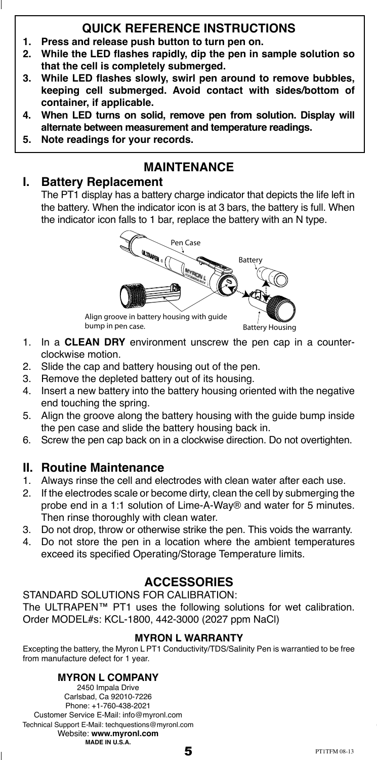## QUICK REFERENCE INSTRUCTIONS

1. **Press and release push button to turn pen on.**
2. **While the LED flashes rapidly, dip the pen in sample solution so that the cell is completely submerged.**
3. **While LED flashes slowly, swirl pen around to remove bubbles, keeping cell submerged. Avoid contact with sides/bottom of container, if applicable.**
4. **When LED turns on solid, remove pen from solution. Display will alternate between measurement and temperature readings.**
5. **Note readings for your records.**

## MAINTENANCE

### I. Battery Replacement

The PT1 display has a battery charge indicator that depicts the life left in the battery. When the indicator icon is at 3 bars, the battery is full. When the indicator icon falls to 1 bar, replace the battery with an N type.

Pen Case

Battery

Align groove in battery housing with guide bump in pen case.

Battery Housing

1. In a **CLEAN DRY** environment unscrew the pen cap in a counter-clockwise motion.
2. Slide the cap and battery housing out of the pen.
3. Remove the depleted battery out of its housing.
4. Insert a new battery into the battery housing oriented with the negative end touching the spring.
5. Align the groove along the battery housing with the guide bump inside the pen case and slide the battery housing back in.
6. Screw the pen cap back on in a clockwise direction. Do not overtighten.

### II. Routine Maintenance

1. Always rinse the cell and electrodes with clean water after each use.
2. If the electrodes scale or become dirty, clean the cell by submerging the probe end in a 1:1 solution of Lime-A-Way® and water for 5 minutes. Then rinse thoroughly with clean water.
3. Do not drop, throw or otherwise strike the pen. This voids the warranty.
4. Do not store the pen in a location where the ambient temperatures exceed its specified Operating/Storage Temperature limits.

## ACCESSORIES

STANDARD SOLUTIONS FOR CALIBRATION:
The ULTRAPEN™ PT1 uses the following solutions for wet calibration. Order MODEL#s: KCL-1800, 442-3000 (2027 ppm NaCl)

#### MYRON L WARRANTY

Excepting the battery, the Myron L PT1 Conductivity/TDS/Salinity Pen is warrantied to be free from manufacture defect for 1 year.

**MYRON L COMPANY**
2450 Impala Drive
Carlsbad, Ca 92010-7226
Phone: +1-760-438-2021
Customer Service E-Mail: info@myronl.com
Technical Support E-Mail: techquestions@myronl.com
Website: **www.myronl.com**
**MADE IN U.S.A.**

PT1TFM 08-13